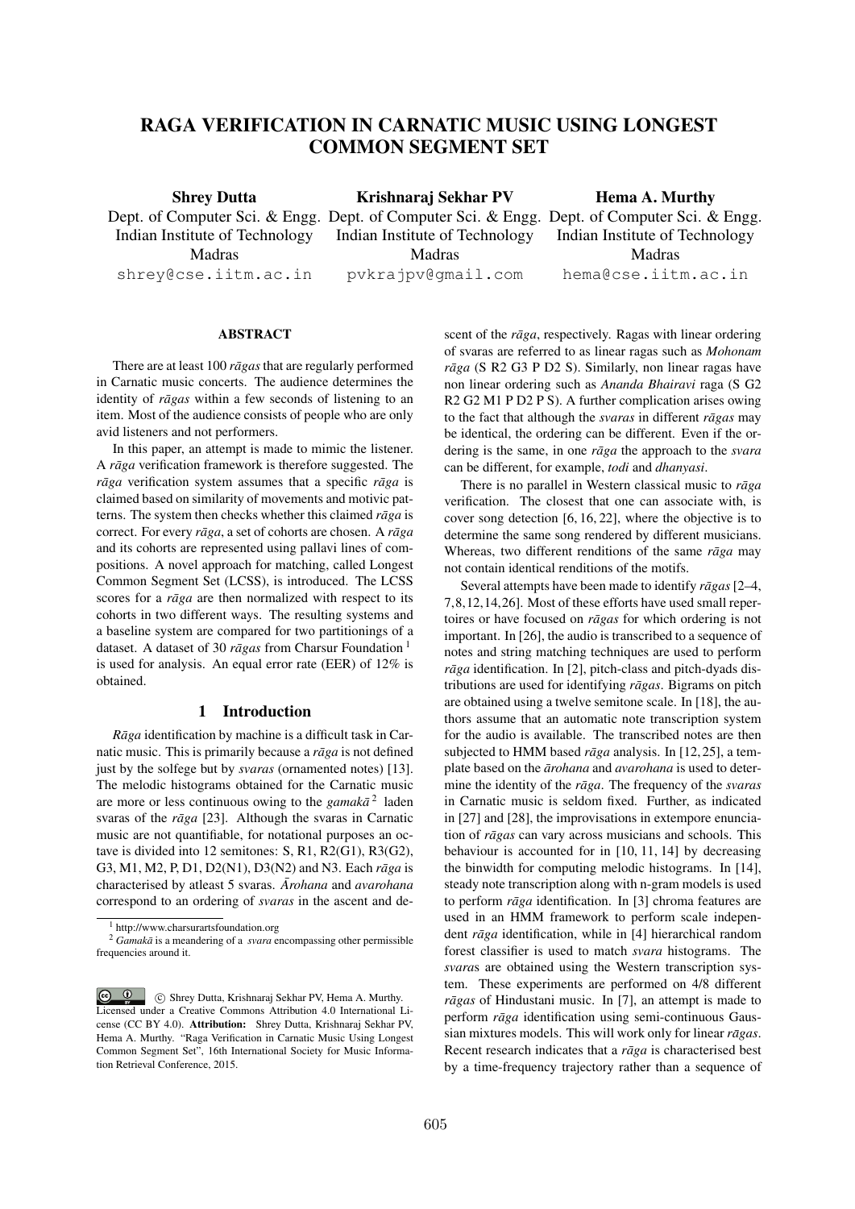# RAGA VERIFICATION IN CARNATIC MUSIC USING LONGEST COMMON SEGMENT SET

**Shrey Dutta**
Dept. of Computer Sci. & Engg.
Indian Institute of Technology Madras
shrey@cse.iitm.ac.in

**Krishnaraj Sekhar PV**
Dept. of Computer Sci. & Engg.
Indian Institute of Technology Madras
pvkrajpv@gmail.com

**Hema A. Murthy**
Dept. of Computer Sci. & Engg.
Indian Institute of Technology Madras
hema@cse.iitm.ac.in

## ABSTRACT

There are at least 100 *rāgas* that are regularly performed in Carnatic music concerts. The audience determines the identity of *rāgas* within a few seconds of listening to an item. Most of the audience consists of people who are only avid listeners and not performers.

In this paper, an attempt is made to mimic the listener. A *rāga* verification framework is therefore suggested. The *rāga* verification system assumes that a specific *rāga* is claimed based on similarity of movements and motivic patterns. The system then checks whether this claimed *rāga* is correct. For every *rāga*, a set of cohorts are chosen. A *rāga* and its cohorts are represented using pallavi lines of compositions. A novel approach for matching, called Longest Common Segment Set (LCSS), is introduced. The LCSS scores for a *rāga* are then normalized with respect to its cohorts in two different ways. The resulting systems and a baseline system are compared for two partitionings of a dataset. A dataset of 30 *rāgas* from Charsur Foundation [1] is used for analysis. An equal error rate (EER) of 12% is obtained.

## 1 Introduction

*Rāga* identification by machine is a difficult task in Carnatic music. This is primarily because a *rāga* is not defined just by the solfege but by *svaras* (ornamented notes) [13]. The melodic histograms obtained for the Carnatic music are more or less continuous owing to the *gamakā* [2] laden svaras of the *rāga* [23]. Although the svaras in Carnatic music are not quantifiable, for notational purposes an octave is divided into 12 semitones: S, R1, R2(G1), R3(G2), G3, M1, M2, P, D1, D2(N1), D3(N2) and N3. Each *rāga* is characterised by atleast 5 svaras. *Ārohana* and *avarohana* correspond to an ordering of *svaras* in the ascent and descent of the *rāga*, respectively. Ragas with linear ordering of svaras are referred to as linear ragas such as *Mohonam rāga* (S R2 G3 P D2 S). Similarly, non linear ragas have non linear ordering such as *Ananda Bhairavi* raga (S G2 R2 G2 M1 P D2 P S). A further complication arises owing to the fact that although the *svaras* in different *rāgas* may be identical, the ordering can be different. Even if the ordering is the same, in one *rāga* the approach to the *svara* can be different, for example, *todi* and *dhanyasi*.

There is no parallel in Western classical music to *rāga* verification. The closest that one can associate with, is cover song detection [6, 16, 22], where the objective is to determine the same song rendered by different musicians. Whereas, two different renditions of the same *rāga* may not contain identical renditions of the motifs.

Several attempts have been made to identify *rāgas* [2–4, 7, 8, 12, 14, 26]. Most of these efforts have used small repertoires or have focused on *rāgas* for which ordering is not important. In [26], the audio is transcribed to a sequence of notes and string matching techniques are used to perform *rāga* identification. In [2], pitch-class and pitch-dyads distributions are used for identifying *rāgas*. Bigrams on pitch are obtained using a twelve semitone scale. In [18], the authors assume that an automatic note transcription system for the audio is available. The transcribed notes are then subjected to HMM based *rāga* analysis. In [12, 25], a template based on the *ārohana* and *avarohana* is used to determine the identity of the *rāga*. The frequency of the *svaras* in Carnatic music is seldom fixed. Further, as indicated in [27] and [28], the improvisations in extempore enunciation of *rāgas* can vary across musicians and schools. This behaviour is accounted for in [10, 11, 14] by decreasing the binwidth for computing melodic histograms. In [14], steady note transcription along with n-gram models is used to perform *rāga* identification. In [3] chroma features are used in an HMM framework to perform scale independent *rāga* identification, while in [4] hierarchical random forest classifier is used to match *svara* histograms. The *svara*s are obtained using the Western transcription system. These experiments are performed on 4/8 different *rāgas* of Hindustani music. In [7], an attempt is made to perform *rāga* identification using semi-continuous Gaussian mixtures models. This will work only for linear *rāgas*. Recent research indicates that a *rāga* is characterised best by a time-frequency trajectory rather than a sequence of

[1] http://www.charsurartsfoundation.org

[2] *Gamakā* is a meandering of a *svara* encompassing other permissible frequencies around it.

© Shrey Dutta, Krishnaraj Sekhar PV, Hema A. Murthy. Licensed under a Creative Commons Attribution 4.0 International License (CC BY 4.0). **Attribution:** Shrey Dutta, Krishnaraj Sekhar PV, Hema A. Murthy. "Raga Verification in Carnatic Music Using Longest Common Segment Set", 16th International Society for Music Information Retrieval Conference, 2015.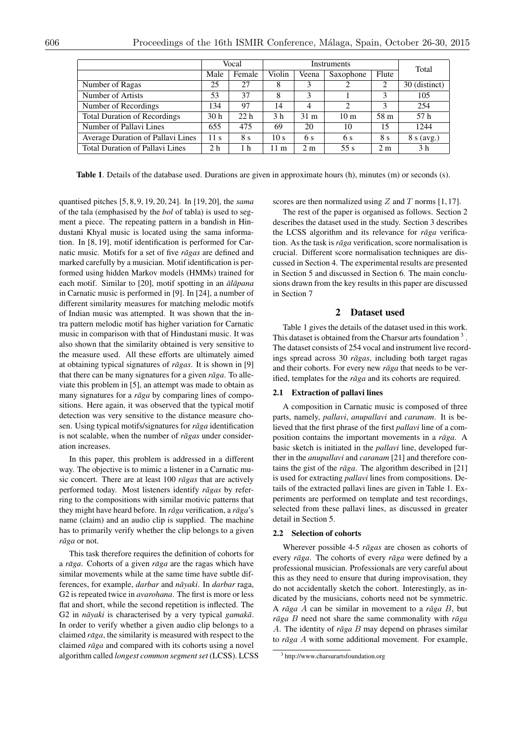| | Vocal | | Instruments | | | | Total |
|---|---|---|---|---|---|---|---|
| | Male | Female | Violin | Veena | Saxophone | Flute | |
| Number of Ragas | 25 | 27 | 8 | 3 | 2 | 2 | 30 (distinct) |
| Number of Artists | 53 | 37 | 8 | 3 | 1 | 3 | 105 |
| Number of Recordings | 134 | 97 | 14 | 4 | 2 | 3 | 254 |
| Total Duration of Recordings | 30 h | 22 h | 3 h | 31 m | 10 m | 58 m | 57 h |
| Number of Pallavi Lines | 655 | 475 | 69 | 20 | 10 | 15 | 1244 |
| Average Duration of Pallavi Lines | 11 s | 8 s | 10 s | 6 s | 6 s | 8 s | 8 s (avg.) |
| Total Duration of Pallavi Lines | 2 h | 1 h | 11 m | 2 m | 55 s | 2 m | 3 h |

**Table 1**. Details of the database used. Durations are given in approximate hours (h), minutes (m) or seconds (s).

quantised pitches [5, 8, 9, 19, 20, 24]. In [19, 20], the *sama* of the tala (emphasised by the *bol* of tabla) is used to segment a piece. The repeating pattern in a bandish in Hindustani Khyal music is located using the sama information. In [8, 19], motif identification is performed for Carnatic music. Motifs for a set of five *rāgas* are defined and marked carefully by a musician. Motif identification is performed using hidden Markov models (HMMs) trained for each motif. Similar to [20], motif spotting in an *ālāpana* in Carnatic music is performed in [9]. In [24], a number of different similarity measures for matching melodic motifs of Indian music was attempted. It was shown that the intra pattern melodic motif has higher variation for Carnatic music in comparison with that of Hindustani music. It was also shown that the similarity obtained is very sensitive to the measure used. All these efforts are ultimately aimed at obtaining typical signatures of *rāgas*. It is shown in [9] that there can be many signatures for a given *rāga*. To alleviate this problem in [5], an attempt was made to obtain as many signatures for a *rāga* by comparing lines of compositions. Here again, it was observed that the typical motif detection was very sensitive to the distance measure chosen. Using typical motifs/signatures for *rāga* identification is not scalable, when the number of *rāgas* under consideration increases.

In this paper, this problem is addressed in a different way. The objective is to mimic a listener in a Carnatic music concert. There are at least 100 *rāgas* that are actively performed today. Most listeners identify *rāgas* by referring to the compositions with similar motivic patterns that they might have heard before. In *rāga* verification, a *rāga*'s name (claim) and an audio clip is supplied. The machine has to primarily verify whether the clip belongs to a given *rāga* or not.

This task therefore requires the definition of cohorts for a *rāga*. Cohorts of a given *rāga* are the ragas which have similar movements while at the same time have subtle differences, for example, *darbar* and *nāyaki*. In *darbar* raga, G2 is repeated twice in *avarohana*. The first is more or less flat and short, while the second repetition is inflected. The G2 in *nāyaki* is characterised by a very typical *gamakā*. In order to verify whether a given audio clip belongs to a claimed *rāga*, the similarity is measured with respect to the claimed *rāga* and compared with its cohorts using a novel algorithm called *longest common segment set* (LCSS). LCSS scores are then normalized using $Z$ and $T$ norms [1, 17].

The rest of the paper is organised as follows. Section 2 describes the dataset used in the study. Section 3 describes the LCSS algorithm and its relevance for *rāga* verification. As the task is *rāga* verification, score normalisation is crucial. Different score normalisation techniques are discussed in Section 4. The experimental results are presented in Section 5 and discussed in Section 6. The main conclusions drawn from the key results in this paper are discussed in Section 7

## 2 Dataset used

Table 1 gives the details of the dataset used in this work. This dataset is obtained from the Charsur arts foundation [3]. The dataset consists of 254 vocal and instrument live recordings spread across 30 *rāgas*, including both target ragas and their cohorts. For every new *rāga* that needs to be verified, templates for the *rāga* and its cohorts are required.

### 2.1 Extraction of pallavi lines

A composition in Carnatic music is composed of three parts, namely, *pallavi*, *anupallavi* and *caranam*. It is believed that the first phrase of the first *pallavi* line of a composition contains the important movements in a *rāga*. A basic sketch is initiated in the *pallavi* line, developed further in the *anupallavi* and *caranam* [21] and therefore contains the gist of the *rāga*. The algorithm described in [21] is used for extracting *pallavi* lines from compositions. Details of the extracted pallavi lines are given in Table 1. Experiments are performed on template and test recordings, selected from these pallavi lines, as discussed in greater detail in Section 5.

### 2.2 Selection of cohorts

Wherever possible 4-5 *rāgas* are chosen as cohorts of every *rāga*. The cohorts of every *rāga* were defined by a professional musician. Professionals are very careful about this as they need to ensure that during improvisation, they do not accidentally sketch the cohort. Interestingly, as indicated by the musicians, cohorts need not be symmetric. A *rāga* $A$ can be similar in movement to a *rāga* $B$, but *rāga* $B$ need not share the same commonality with *rāga* $A$. The identity of *rāga* $B$ may depend on phrases similar to *rāga* $A$ with some additional movement. For example,

[3] http://www.charsurartsfoundation.org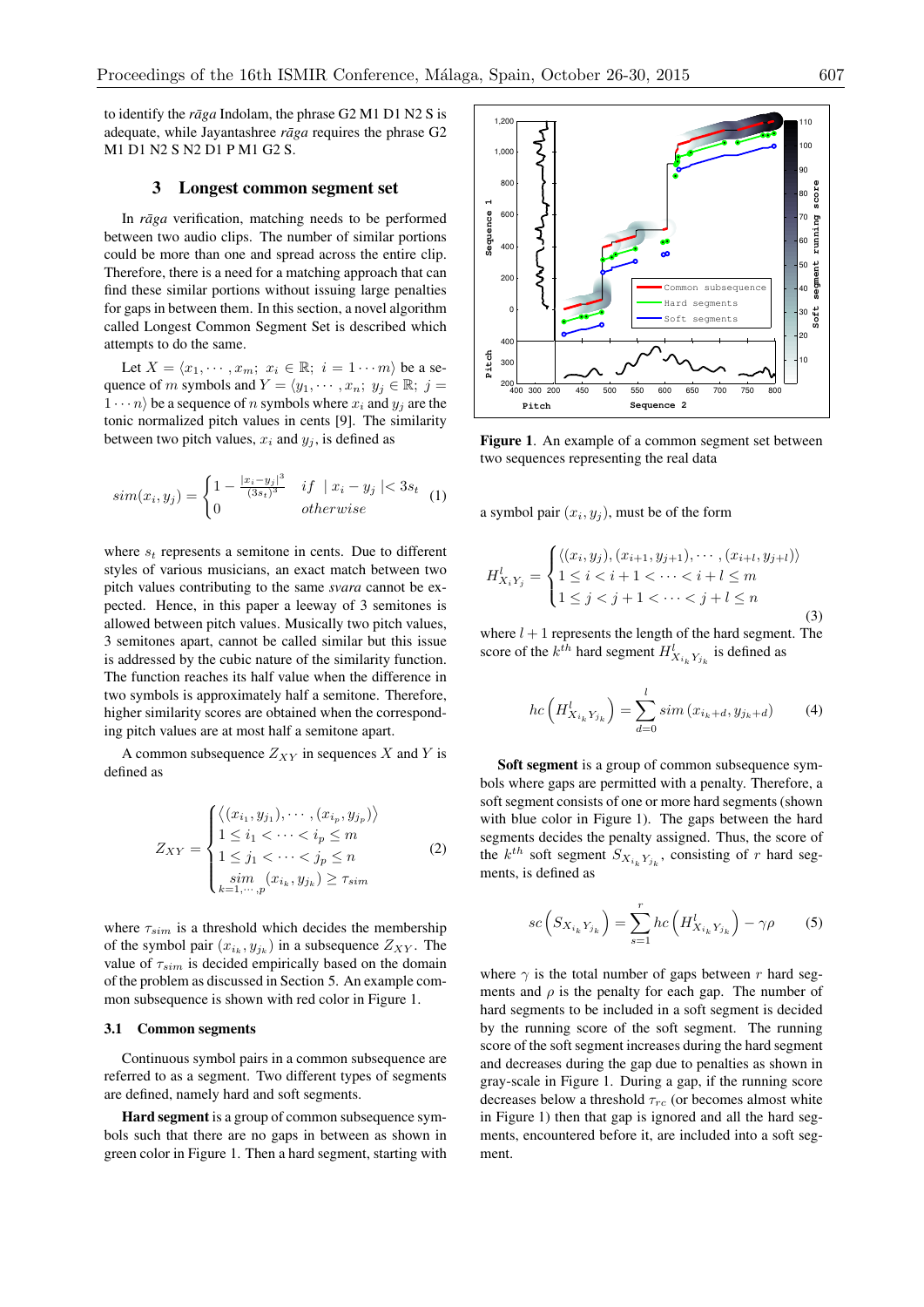to identify the *rāga* Indolam, the phrase G2 M1 D1 N2 S is adequate, while Jayantashree *rāga* requires the phrase G2 M1 D1 N2 S N2 D1 P M1 G2 S.

## 3 Longest common segment set

In *rāga* verification, matching needs to be performed between two audio clips. The number of similar portions could be more than one and spread across the entire clip. Therefore, there is a need for a matching approach that can find these similar portions without issuing large penalties for gaps in between them. In this section, a novel algorithm called Longest Common Segment Set is described which attempts to do the same.

Let $X = \langle x_1, \cdots, x_m;\ x_i \in \mathbb{R};\ i = 1 \cdots m \rangle$ be a sequence of $m$ symbols and $Y = \langle y_1, \cdots, x_n;\ y_j \in \mathbb{R};\ j = 1 \cdots n \rangle$ be a sequence of $n$ symbols where $x_i$ and $y_j$ are the tonic normalized pitch values in cents [9]. The similarity between two pitch values, $x_i$ and $y_j$, is defined as

$$sim(x_i, y_j) = \begin{cases} 1 - \frac{|x_i - y_j|^3}{(3s_t)^3} & if \ \mid x_i - y_j \mid < 3s_t \\ 0 & otherwise \end{cases} \tag{1}$$

where $s_t$ represents a semitone in cents. Due to different styles of various musicians, an exact match between two pitch values contributing to the same *svara* cannot be expected. Hence, in this paper a leeway of 3 semitones is allowed between pitch values. Musically two pitch values, 3 semitones apart, cannot be called similar but this issue is addressed by the cubic nature of the similarity function. The function reaches its half value when the difference in two symbols is approximately half a semitone. Therefore, higher similarity scores are obtained when the corresponding pitch values are at most half a semitone apart.

A common subsequence $Z_{XY}$ in sequences $X$ and $Y$ is defined as

$$Z_{XY} = \begin{cases} \langle (x_{i_1}, y_{j_1}), \cdots, (x_{i_p}, y_{j_p}) \rangle \\ 1 \leq i_1 < \cdots < i_p \leq m \\ 1 \leq j_1 < \cdots < j_p \leq n \\ \underset{k=1,\cdots,p}{sim}(x_{i_k}, y_{j_k}) \geq \tau_{sim} \end{cases} \tag{2}$$

where $\tau_{sim}$ is a threshold which decides the membership of the symbol pair $(x_{i_k}, y_{j_k})$ in a subsequence $Z_{XY}$. The value of $\tau_{sim}$ is decided empirically based on the domain of the problem as discussed in Section 5. An example common subsequence is shown with red color in Figure 1.

### 3.1 Common segments

Continuous symbol pairs in a common subsequence are referred to as a segment. Two different types of segments are defined, namely hard and soft segments.

**Hard segment** is a group of common subsequence symbols such that there are no gaps in between as shown in green color in Figure 1. Then a hard segment, starting with a symbol pair $(x_i, y_j)$, must be of the form

$$H^l_{X_i Y_j} = \begin{cases} \langle (x_i, y_j), (x_{i+1}, y_{j+1}), \cdots, (x_{i+l}, y_{j+l}) \rangle \\ 1 \leq i < i+1 < \cdots < i+l \leq m \\ 1 \leq j < j+1 < \cdots < j+l \leq n \end{cases} \tag{3}$$

where $l+1$ represents the length of the hard segment. The score of the $k^{th}$ hard segment $H^l_{X_{i_k} Y_{j_k}}$ is defined as

$$hc\left(H^l_{X_{i_k} Y_{j_k}}\right) = \sum_{d=0}^{l} sim\left(x_{i_k+d}, y_{j_k+d}\right) \tag{4}$$

**Figure 1**. An example of a common segment set between two sequences representing the real data

**Soft segment** is a group of common subsequence symbols where gaps are permitted with a penalty. Therefore, a soft segment consists of one or more hard segments (shown with blue color in Figure 1). The gaps between the hard segments decides the penalty assigned. Thus, the score of the $k^{th}$ soft segment $S_{X_{i_k} Y_{j_k}}$, consisting of $r$ hard segments, is defined as

$$sc\left(S_{X_{i_k} Y_{j_k}}\right) = \sum_{s=1}^{r} hc\left(H^l_{X_{i_k} Y_{j_k}}\right) - \gamma\rho \tag{5}$$

where $\gamma$ is the total number of gaps between $r$ hard segments and $\rho$ is the penalty for each gap. The number of hard segments to be included in a soft segment is decided by the running score of the soft segment. The running score of the soft segment increases during the hard segment and decreases during the gap due to penalties as shown in gray-scale in Figure 1. During a gap, if the running score decreases below a threshold $\tau_{rc}$ (or becomes almost white in Figure 1) then that gap is ignored and all the hard segments, encountered before it, are included into a soft segment.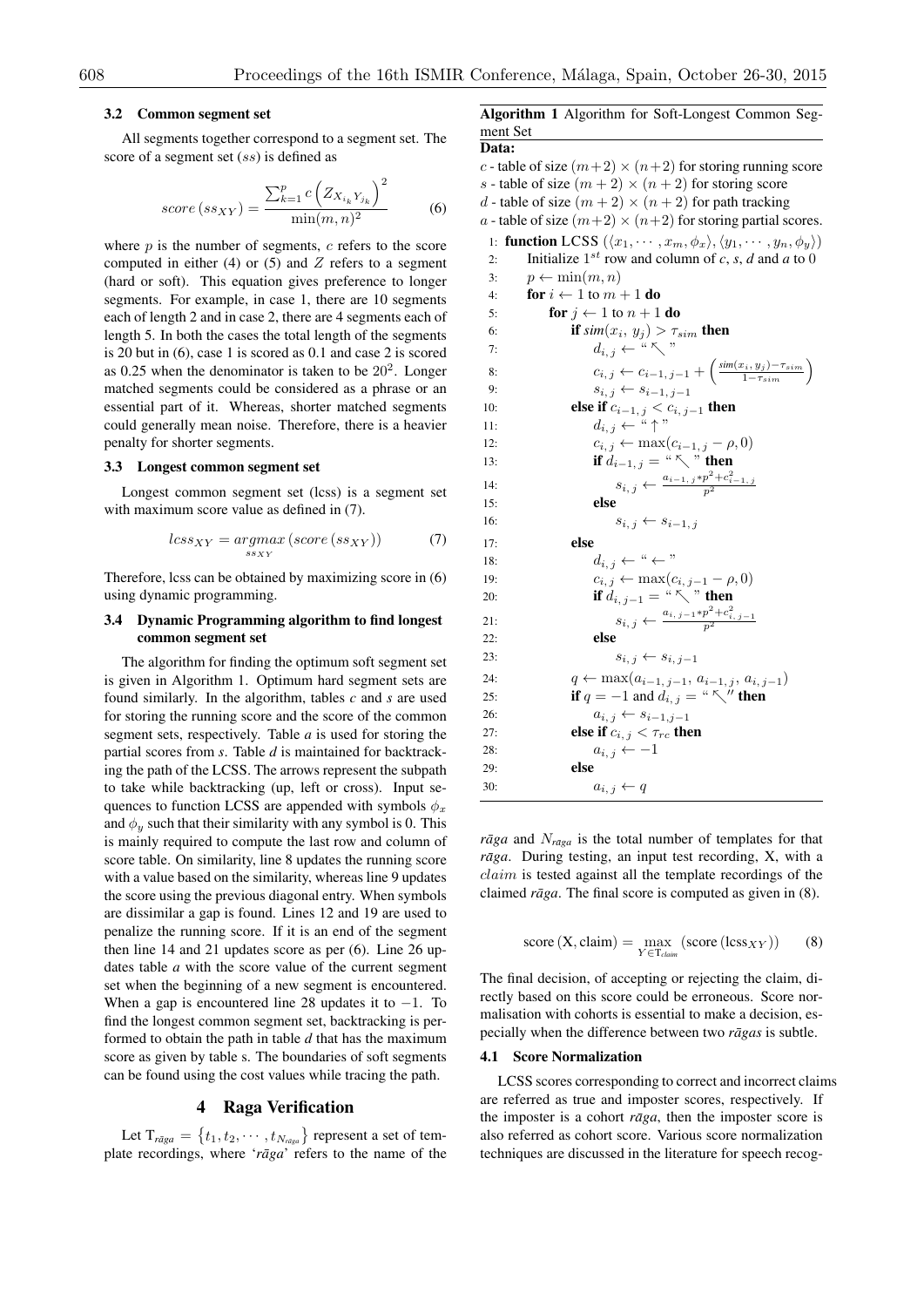### 3.2 Common segment set

All segments together correspond to a segment set. The score of a segment set ($ss$) is defined as

$$score\left(ss_{XY}\right) = \frac{\sum_{k=1}^{p} c\left(Z_{X_{i_k}Y_{j_k}}\right)^2}{\min(m,n)^2} \tag{6}$$

where $p$ is the number of segments, $c$ refers to the score computed in either (4) or (5) and $Z$ refers to a segment (hard or soft). This equation gives preference to longer segments. For example, in case 1, there are 10 segments each of length 2 and in case 2, there are 4 segments each of length 5. In both the cases the total length of the segments is 20 but in (6), case 1 is scored as 0.1 and case 2 is scored as 0.25 when the denominator is taken to be $20^2$. Longer matched segments could be considered as a phrase or an essential part of it. Whereas, shorter matched segments could generally mean noise. Therefore, there is a heavier penalty for shorter segments.

### 3.3 Longest common segment set

Longest common segment set (lcss) is a segment set with maximum score value as defined in (7).

$$lcss_{XY} = \underset{ss_{XY}}{argmax}\left(score\left(ss_{XY}\right)\right) \tag{7}$$

Therefore, lcss can be obtained by maximizing score in (6) using dynamic programming.

### 3.4 Dynamic Programming algorithm to find longest common segment set

The algorithm for finding the optimum soft segment set is given in Algorithm 1. Optimum hard segment sets are found similarly. In the algorithm, tables *c* and *s* are used for storing the running score and the score of the common segment sets, respectively. Table *a* is used for storing the partial scores from *s*. Table *d* is maintained for backtracking the path of the LCSS. The arrows represent the subpath to take while backtracking (up, left or cross). Input sequences to function LCSS are appended with symbols $\phi_x$ and $\phi_y$ such that their similarity with any symbol is 0. This is mainly required to compute the last row and column of score table. On similarity, line 8 updates the running score with a value based on the similarity, whereas line 9 updates the score using the previous diagonal entry. When symbols are dissimilar a gap is found. Lines 12 and 19 are used to penalize the running score. If it is an end of the segment then line 14 and 21 updates score as per (6). Line 26 updates table *a* with the score value of the current segment set when the beginning of a new segment is encountered. When a gap is encountered line 28 updates it to $-1$. To find the longest common segment set, backtracking is performed to obtain the path in table *d* that has the maximum score as given by table s. The boundaries of soft segments can be found using the cost values while tracing the path.

**Algorithm 1** Algorithm for Soft-Longest Common Segment Set

**Data:**
$c$ - table of size $(m+2) \times (n+2)$ for storing running score
$s$ - table of size $(m+2) \times (n+2)$ for storing score
$d$ - table of size $(m+2) \times (n+2)$ for path tracking
$a$ - table of size $(m+2) \times (n+2)$ for storing partial scores.

```
1:  function LCSS (⟨x_1, ···, x_m, φ_x⟩, ⟨y_1, ···, y_n, φ_y⟩)
2:      Initialize 1st row and column of c, s, d and a to 0
3:      p ← min(m, n)
4:      for i ← 1 to m + 1 do
5:          for j ← 1 to n + 1 do
6:              if sim(x_i, y_j) > τ_sim then
7:                  d_{i,j} ← "↖"
8:                  c_{i,j} ← c_{i−1,j−1} + ((sim(x_i, y_j) − τ_sim) / (1 − τ_sim))
9:                  s_{i,j} ← s_{i−1,j−1}
10:             else if c_{i−1,j} < c_{i,j−1} then
11:                 d_{i,j} ← "↑"
12:                 c_{i,j} ← max(c_{i−1,j} − ρ, 0)
13:                 if d_{i−1,j} = "↖" then
14:                     s_{i,j} ← (a_{i−1,j} * p^2 + c^2_{i−1,j}) / p^2
15:                 else
16:                     s_{i,j} ← s_{i−1,j}
17:             else
18:                 d_{i,j} ← "←"
19:                 c_{i,j} ← max(c_{i,j−1} − ρ, 0)
20:                 if d_{i,j−1} = "↖" then
21:                     s_{i,j} ← (a_{i,j−1} * p^2 + c^2_{i,j−1}) / p^2
22:                 else
23:                     s_{i,j} ← s_{i,j−1}
24:             q ← max(a_{i−1,j−1}, a_{i−1,j}, a_{i,j−1})
25:             if q = −1 and d_{i,j} = "↖" then
26:                 a_{i,j} ← s_{i−1,j−1}
27:             else if c_{i,j} < τ_rc then
28:                 a_{i,j} ← −1
29:             else
30:                 a_{i,j} ← q
```

## 4 Raga Verification

Let $T_{r\bar{a}ga} = \left\{t_1, t_2, \cdots, t_{N_{r\bar{a}ga}}\right\}$ represent a set of template recordings, where '*rāga*' refers to the name of the *rāga* and $N_{r\bar{a}ga}$ is the total number of templates for that *rāga*. During testing, an input test recording, X, with a $claim$ is tested against all the template recordings of the claimed *rāga*. The final score is computed as given in (8).

$$\text{score}\left(\text{X}, \text{claim}\right) = \max_{Y \in \text{T}_{claim}} \left(\text{score}\left(\text{lcss}_{XY}\right)\right) \tag{8}$$

The final decision, of accepting or rejecting the claim, directly based on this score could be erroneous. Score normalisation with cohorts is essential to make a decision, especially when the difference between two *rāgas* is subtle.

### 4.1 Score Normalization

LCSS scores corresponding to correct and incorrect claims are referred as true and imposter scores, respectively. If the imposter is a cohort *rāga*, then the imposter score is also referred as cohort score. Various score normalization techniques are discussed in the literature for speech recog-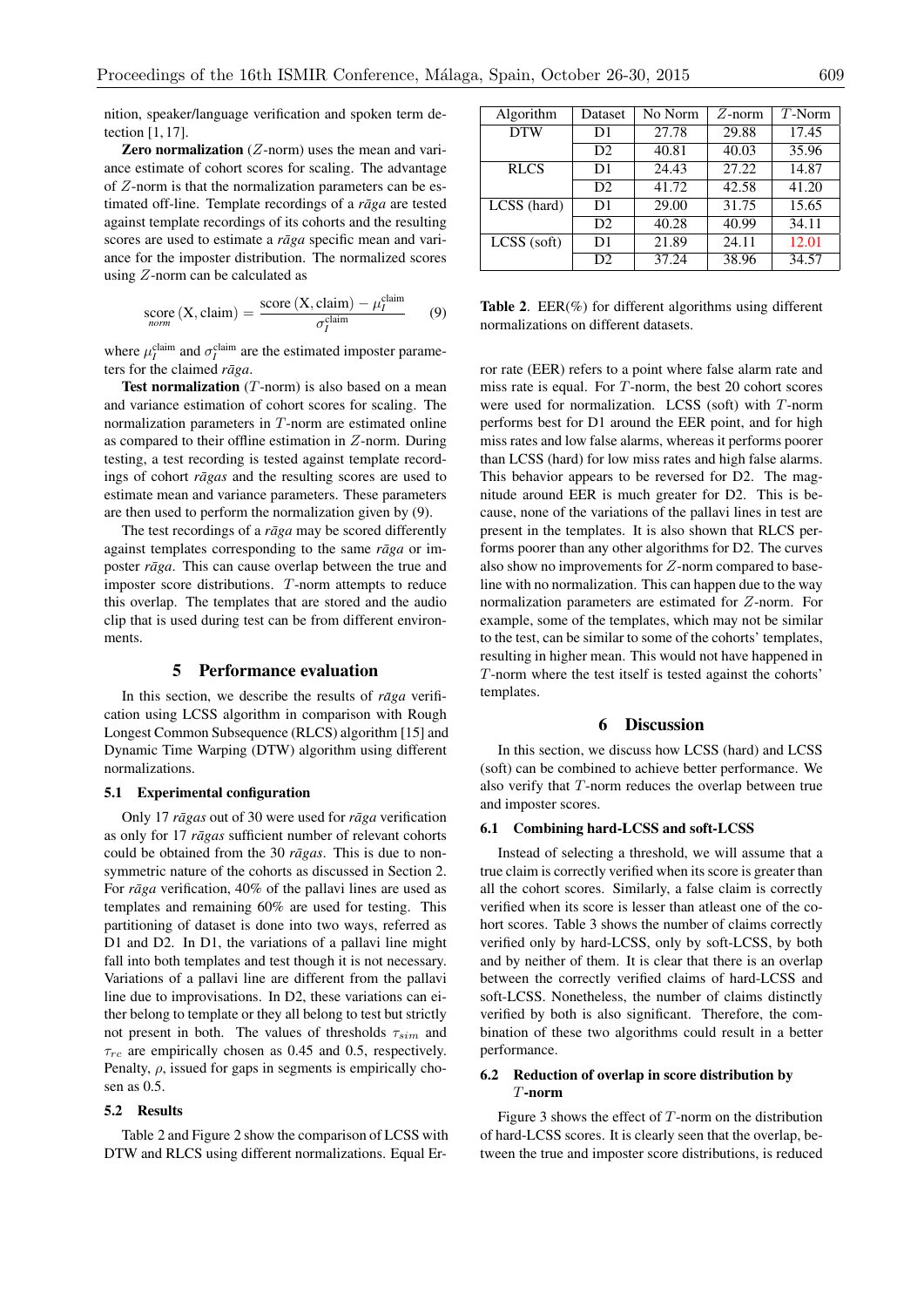nition, speaker/language verification and spoken term detection [1, 17].

**Zero normalization** ($Z$-norm) uses the mean and variance estimate of cohort scores for scaling. The advantage of $Z$-norm is that the normalization parameters can be estimated off-line. Template recordings of a *rāga* are tested against template recordings of its cohorts and the resulting scores are used to estimate a *rāga* specific mean and variance for the imposter distribution. The normalized scores using $Z$-norm can be calculated as

$$\underset{norm}{\text{score}}\,(\text{X}, \text{claim}) = \frac{\text{score}\,(\text{X}, \text{claim}) - \mu_I^{\text{claim}}}{\sigma_I^{\text{claim}}} \qquad (9)$$

where $\mu_I^{\text{claim}}$ and $\sigma_I^{\text{claim}}$ are the estimated imposter parameters for the claimed *rāga*.

**Test normalization** ($T$-norm) is also based on a mean and variance estimation of cohort scores for scaling. The normalization parameters in $T$-norm are estimated online as compared to their offline estimation in $Z$-norm. During testing, a test recording is tested against template recordings of cohort *rāgas* and the resulting scores are used to estimate mean and variance parameters. These parameters are then used to perform the normalization given by (9).

The test recordings of a *rāga* may be scored differently against templates corresponding to the same *rāga* or imposter *rāga*. This can cause overlap between the true and imposter score distributions. $T$-norm attempts to reduce this overlap. The templates that are stored and the audio clip that is used during test can be from different environments.

## 5 Performance evaluation

In this section, we describe the results of *rāga* verification using LCSS algorithm in comparison with Rough Longest Common Subsequence (RLCS) algorithm [15] and Dynamic Time Warping (DTW) algorithm using different normalizations.

### 5.1 Experimental configuration

Only 17 *rāgas* out of 30 were used for *rāga* verification as only for 17 *rāgas* sufficient number of relevant cohorts could be obtained from the 30 *rāgas*. This is due to non-symmetric nature of the cohorts as discussed in Section 2. For *rāga* verification, 40% of the pallavi lines are used as templates and remaining 60% are used for testing. This partitioning of dataset is done into two ways, referred as D1 and D2. In D1, the variations of a pallavi line might fall into both templates and test though it is not necessary. Variations of a pallavi line are different from the pallavi line due to improvisations. In D2, these variations can either belong to template or they all belong to test but strictly not present in both. The values of thresholds $\tau_{sim}$ and $\tau_{rc}$ are empirically chosen as 0.45 and 0.5, respectively. Penalty, $\rho$, issued for gaps in segments is empirically chosen as 0.5.

### 5.2 Results

Table 2 and Figure 2 show the comparison of LCSS with DTW and RLCS using different normalizations. Equal Error rate (EER) refers to a point where false alarm rate and miss rate is equal. For $T$-norm, the best 20 cohort scores were used for normalization. LCSS (soft) with $T$-norm performs best for D1 around the EER point, and for high miss rates and low false alarms, whereas it performs poorer than LCSS (hard) for low miss rates and high false alarms. This behavior appears to be reversed for D2. The magnitude around EER is much greater for D2. This is because, none of the variations of the pallavi lines in test are present in the templates. It is also shown that RLCS performs poorer than any other algorithms for D2. The curves also show no improvements for $Z$-norm compared to baseline with no normalization. This can happen due to the way normalization parameters are estimated for $Z$-norm. For example, some of the templates, which may not be similar to the test, can be similar to some of the cohorts' templates, resulting in higher mean. This would not have happened in $T$-norm where the test itself is tested against the cohorts' templates.

| Algorithm | Dataset | No Norm | $Z$-norm | $T$-Norm |
|---|---|---|---|---|
| DTW | D1 | 27.78 | 29.88 | 17.45 |
| | D2 | 40.81 | 40.03 | 35.96 |
| RLCS | D1 | 24.43 | 27.22 | 14.87 |
| | D2 | 41.72 | 42.58 | 41.20 |
| LCSS (hard) | D1 | 29.00 | 31.75 | 15.65 |
| | D2 | 40.28 | 40.99 | 34.11 |
| LCSS (soft) | D1 | 21.89 | 24.11 | 12.01 |
| | D2 | 37.24 | 38.96 | 34.57 |

**Table 2**. EER(%) for different algorithms using different normalizations on different datasets.

## 6 Discussion

In this section, we discuss how LCSS (hard) and LCSS (soft) can be combined to achieve better performance. We also verify that $T$-norm reduces the overlap between true and imposter scores.

### 6.1 Combining hard-LCSS and soft-LCSS

Instead of selecting a threshold, we will assume that a true claim is correctly verified when its score is greater than all the cohort scores. Similarly, a false claim is correctly verified when its score is lesser than atleast one of the cohort scores. Table 3 shows the number of claims correctly verified only by hard-LCSS, only by soft-LCSS, by both and by neither of them. It is clear that there is an overlap between the correctly verified claims of hard-LCSS and soft-LCSS. Nonetheless, the number of claims distinctly verified by both is also significant. Therefore, the combination of these two algorithms could result in a better performance.

### 6.2 Reduction of overlap in score distribution by $T$-norm

Figure 3 shows the effect of $T$-norm on the distribution of hard-LCSS scores. It is clearly seen that the overlap, between the true and imposter score distributions, is reduced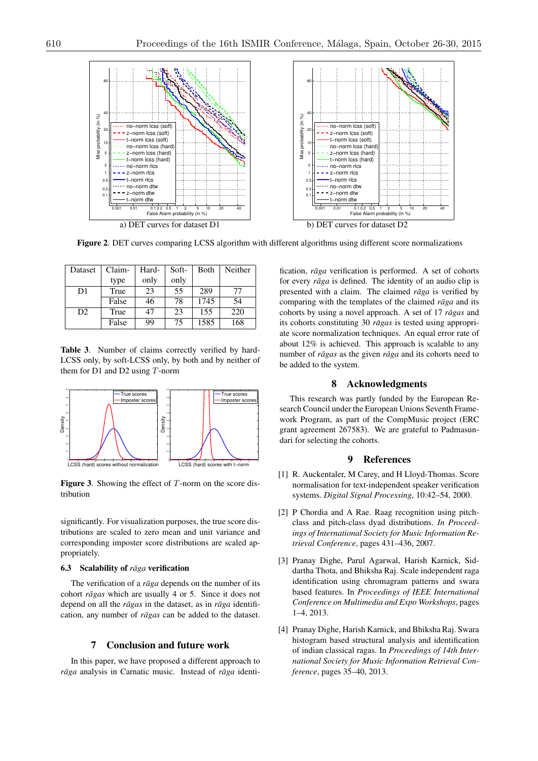a) DET curves for dataset D1

b) DET curves for dataset D2

**Figure 2**. DET curves comparing LCSS algorithm with different algorithms using different score normalizations

| Dataset | Claim-type | Hard-only | Soft-only | Both | Neither |
|---|---|---|---|---|---|
| D1 | True | 23 | 55 | 289 | 77 |
| | False | 46 | 78 | 1745 | 54 |
| D2 | True | 47 | 23 | 155 | 220 |
| | False | 99 | 75 | 1585 | 168 |

**Table 3**. Number of claims correctly verified by hard-LCSS only, by soft-LCSS only, by both and by neither of them for D1 and D2 using $T$-norm

**Figure 3**. Showing the effect of $T$-norm on the score distribution

significantly. For visualization purposes, the true score distributions are scaled to zero mean and unit variance and corresponding imposter score distributions are scaled appropriately.

### 6.3 Scalability of *rāga* verification

The verification of a *rāga* depends on the number of its cohort *rāgas* which are usually 4 or 5. Since it does not depend on all the *rāgas* in the dataset, as in *rāga* identification, any number of *rāgas* can be added to the dataset.

## 7 Conclusion and future work

In this paper, we have proposed a different approach to *rāga* analysis in Carnatic music. Instead of *rāga* identification, *rāga* verification is performed. A set of cohorts for every *rāga* is defined. The identity of an audio clip is presented with a claim. The claimed *rāga* is verified by comparing with the templates of the claimed *rāga* and its cohorts by using a novel approach. A set of 17 *rāgas* and its cohorts constituting 30 *rāgas* is tested using appropriate score normalization techniques. An equal error rate of about 12% is achieved. This approach is scalable to any number of *rāgas* as the given *rāga* and its cohorts need to be added to the system.

## 8 Acknowledgments

This research was partly funded by the European Research Council under the European Unions Seventh Framework Program, as part of the CompMusic project (ERC grant agreement 267583). We are grateful to Padmasundari for selecting the cohorts.

## 9 References

[1] R. Auckentaler, M Carey, and H Lloyd-Thomas. Score normalisation for text-independent speaker verification systems. *Digital Signal Processing*, 10:42–54, 2000.

[2] P Chordia and A Rae. Raag recognition using pitch-class and pitch-class dyad distributions. *In Proceedings of International Society for Music Information Retrieval Conference*, pages 431–436, 2007.

[3] Pranay Dighe, Parul Agarwal, Harish Karnick, Siddartha Thota, and Bhiksha Raj. Scale independent raga identification using chromagram patterns and swara based features. In *Proceedings of IEEE International Conference on Multimedia and Expo Workshops*, pages 1–4, 2013.

[4] Pranay Dighe, Harish Karnick, and Bhiksha Raj. Swara histogram based structural analysis and identification of indian classical ragas. In *Proceedings of 14th International Society for Music Information Retrieval Conference*, pages 35–40, 2013.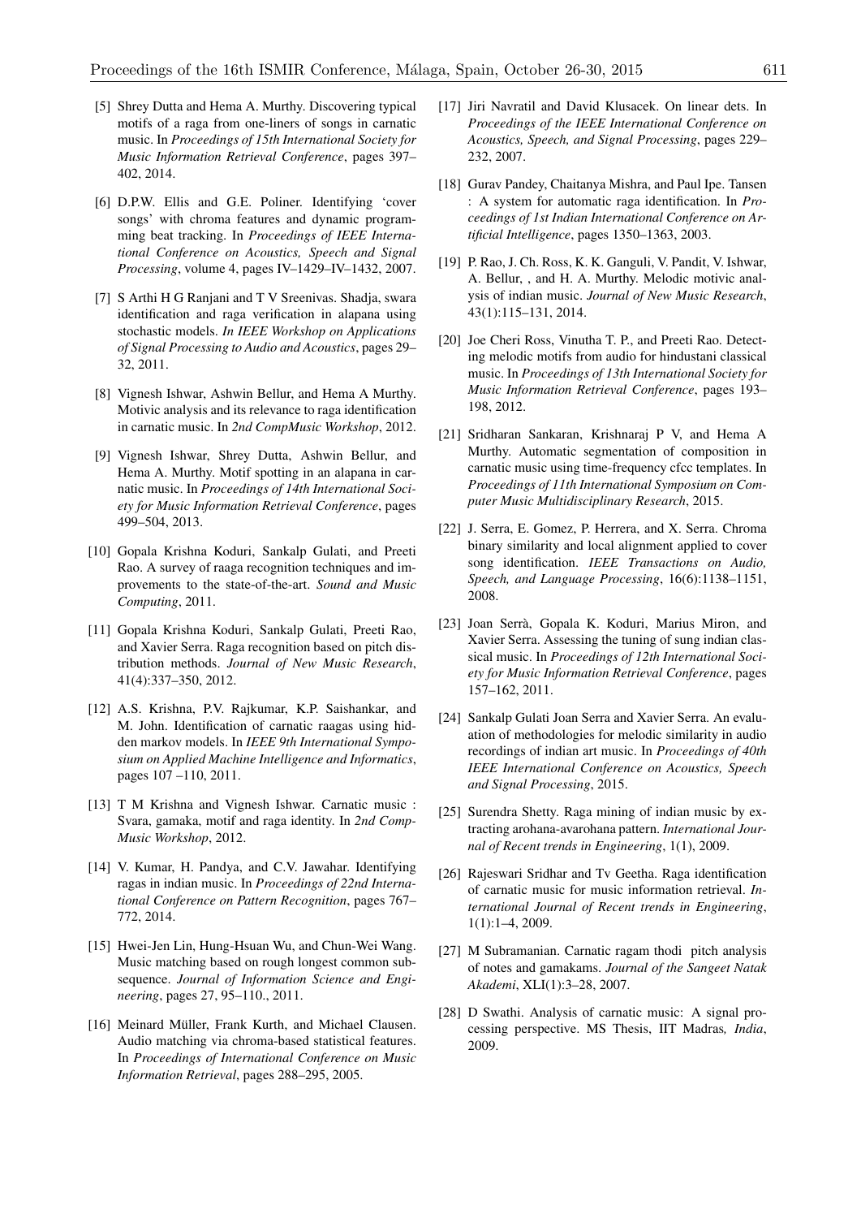[5] Shrey Dutta and Hema A. Murthy. Discovering typical motifs of a raga from one-liners of songs in carnatic music. In *Proceedings of 15th International Society for Music Information Retrieval Conference*, pages 397–402, 2014.

[6] D.P.W. Ellis and G.E. Poliner. Identifying 'cover songs' with chroma features and dynamic programming beat tracking. In *Proceedings of IEEE International Conference on Acoustics, Speech and Signal Processing*, volume 4, pages IV–1429–IV–1432, 2007.

[7] S Arthi H G Ranjani and T V Sreenivas. Shadja, swara identification and raga verification in alapana using stochastic models. *In IEEE Workshop on Applications of Signal Processing to Audio and Acoustics*, pages 29–32, 2011.

[8] Vignesh Ishwar, Ashwin Bellur, and Hema A Murthy. Motivic analysis and its relevance to raga identification in carnatic music. In *2nd CompMusic Workshop*, 2012.

[9] Vignesh Ishwar, Shrey Dutta, Ashwin Bellur, and Hema A. Murthy. Motif spotting in an alapana in carnatic music. In *Proceedings of 14th International Society for Music Information Retrieval Conference*, pages 499–504, 2013.

[10] Gopala Krishna Koduri, Sankalp Gulati, and Preeti Rao. A survey of raaga recognition techniques and improvements to the state-of-the-art. *Sound and Music Computing*, 2011.

[11] Gopala Krishna Koduri, Sankalp Gulati, Preeti Rao, and Xavier Serra. Raga recognition based on pitch distribution methods. *Journal of New Music Research*, 41(4):337–350, 2012.

[12] A.S. Krishna, P.V. Rajkumar, K.P. Saishankar, and M. John. Identification of carnatic raagas using hidden markov models. In *IEEE 9th International Symposium on Applied Machine Intelligence and Informatics*, pages 107 –110, 2011.

[13] T M Krishna and Vignesh Ishwar. Carnatic music : Svara, gamaka, motif and raga identity. In *2nd CompMusic Workshop*, 2012.

[14] V. Kumar, H. Pandya, and C.V. Jawahar. Identifying ragas in indian music. In *Proceedings of 22nd International Conference on Pattern Recognition*, pages 767–772, 2014.

[15] Hwei-Jen Lin, Hung-Hsuan Wu, and Chun-Wei Wang. Music matching based on rough longest common subsequence. *Journal of Information Science and Engineering*, pages 27, 95–110., 2011.

[16] Meinard Müller, Frank Kurth, and Michael Clausen. Audio matching via chroma-based statistical features. In *Proceedings of International Conference on Music Information Retrieval*, pages 288–295, 2005.

[17] Jiri Navratil and David Klusacek. On linear dets. In *Proceedings of the IEEE International Conference on Acoustics, Speech, and Signal Processing*, pages 229–232, 2007.

[18] Gurav Pandey, Chaitanya Mishra, and Paul Ipe. Tansen : A system for automatic raga identification. In *Proceedings of 1st Indian International Conference on Artificial Intelligence*, pages 1350–1363, 2003.

[19] P. Rao, J. Ch. Ross, K. K. Ganguli, V. Pandit, V. Ishwar, A. Bellur, , and H. A. Murthy. Melodic motivic analysis of indian music. *Journal of New Music Research*, 43(1):115–131, 2014.

[20] Joe Cheri Ross, Vinutha T. P., and Preeti Rao. Detecting melodic motifs from audio for hindustani classical music. In *Proceedings of 13th International Society for Music Information Retrieval Conference*, pages 193–198, 2012.

[21] Sridharan Sankaran, Krishnaraj P V, and Hema A Murthy. Automatic segmentation of composition in carnatic music using time-frequency cfcc templates. In *Proceedings of 11th International Symposium on Computer Music Multidisciplinary Research*, 2015.

[22] J. Serra, E. Gomez, P. Herrera, and X. Serra. Chroma binary similarity and local alignment applied to cover song identification. *IEEE Transactions on Audio, Speech, and Language Processing*, 16(6):1138–1151, 2008.

[23] Joan Serrà, Gopala K. Koduri, Marius Miron, and Xavier Serra. Assessing the tuning of sung indian classical music. In *Proceedings of 12th International Society for Music Information Retrieval Conference*, pages 157–162, 2011.

[24] Sankalp Gulati Joan Serra and Xavier Serra. An evaluation of methodologies for melodic similarity in audio recordings of indian art music. In *Proceedings of 40th IEEE International Conference on Acoustics, Speech and Signal Processing*, 2015.

[25] Surendra Shetty. Raga mining of indian music by extracting arohana-avarohana pattern. *International Journal of Recent trends in Engineering*, 1(1), 2009.

[26] Rajeswari Sridhar and Tv Geetha. Raga identification of carnatic music for music information retrieval. *International Journal of Recent trends in Engineering*, 1(1):1–4, 2009.

[27] M Subramanian. Carnatic ragam thodi pitch analysis of notes and gamakams. *Journal of the Sangeet Natak Akademi*, XLI(1):3–28, 2007.

[28] D Swathi. Analysis of carnatic music: A signal processing perspective. MS Thesis, IIT Madras*, India*, 2009.